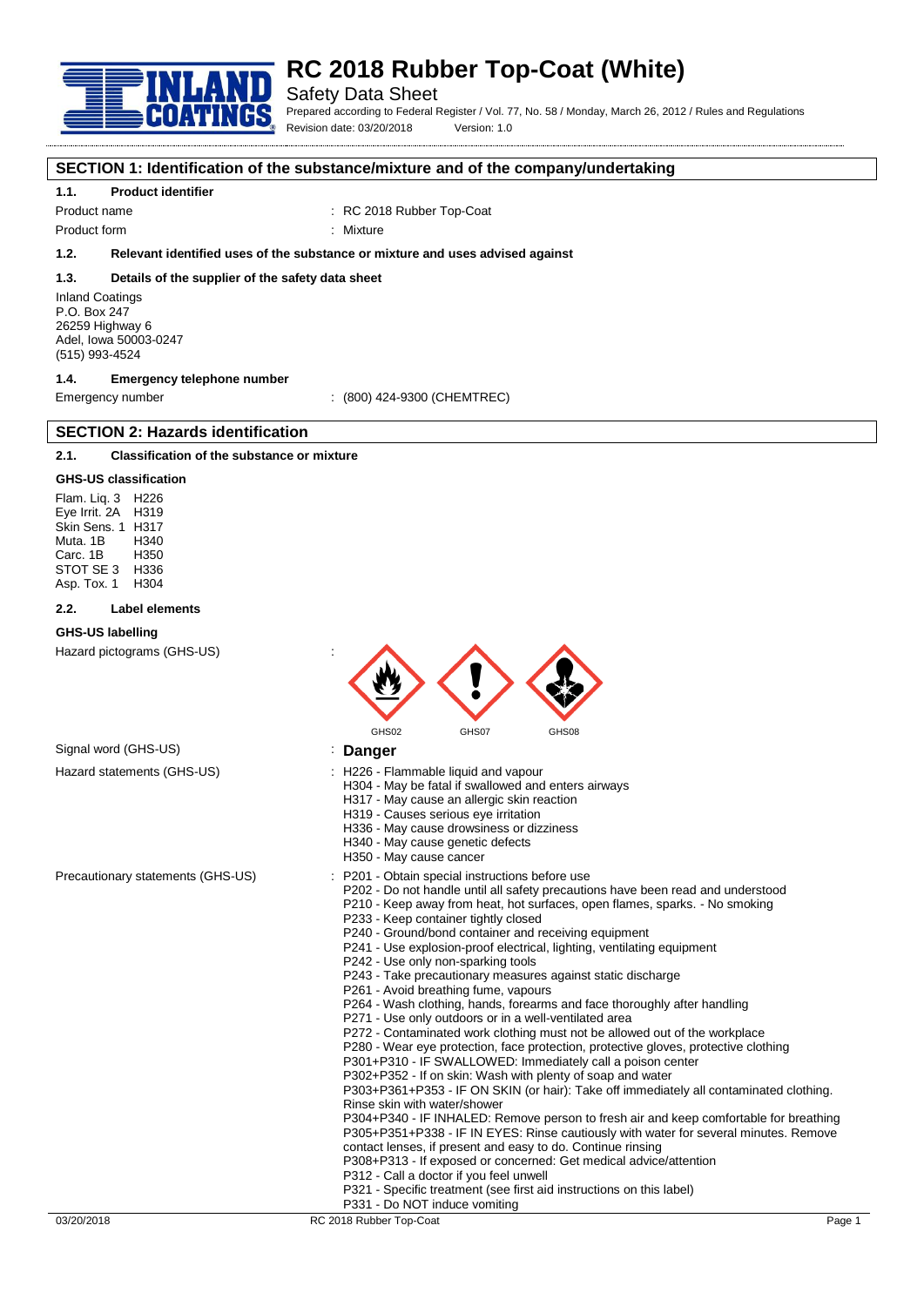# RC 2018 Rubber Top-Coat (White)

Safety Data Sheet

Prepared according to Federal Register / Vol. 77, No. 58 / Monday, March 26, 2012 / Rules and Regulations

Revision date: 03/20/2018 Version: 1.0

## SECTION 1: Identification of the substance/mixture and of the company/undertaking

### 1.1. Product identifier

Product name : RC 2018 Rubber Top-Coat

Product form : Mixture

### 1.2. Relevant identified uses of the substance or mixture and uses advised against

### 1.3. Details of the supplier of the safety data sheet

Inland Coatings
P.O. Box 247
26259 Highway 6
Adel, Iowa 50003-0247
(515) 993-4524

### 1.4. Emergency telephone number

Emergency number : (800) 424-9300 (CHEMTREC)

## SECTION 2: Hazards identification

### 2.1. Classification of the substance or mixture

**GHS-US classification**

Flam. Liq. 3 H226
Eye Irrit. 2A H319
Skin Sens. 1 H317
Muta. 1B H340
Carc. 1B H350
STOT SE 3 H336
Asp. Tox. 1 H304

### 2.2. Label elements

**GHS-US labelling**

Hazard pictograms (GHS-US) : GHS02 GHS07 GHS08

Signal word (GHS-US) : **Danger**

Hazard statements (GHS-US) :
- H226 - Flammable liquid and vapour
- H304 - May be fatal if swallowed and enters airways
- H317 - May cause an allergic skin reaction
- H319 - Causes serious eye irritation
- H336 - May cause drowsiness or dizziness
- H340 - May cause genetic defects
- H350 - May cause cancer

Precautionary statements (GHS-US) :
- P201 - Obtain special instructions before use
- P202 - Do not handle until all safety precautions have been read and understood
- P210 - Keep away from heat, hot surfaces, open flames, sparks. - No smoking
- P233 - Keep container tightly closed
- P240 - Ground/bond container and receiving equipment
- P241 - Use explosion-proof electrical, lighting, ventilating equipment
- P242 - Use only non-sparking tools
- P243 - Take precautionary measures against static discharge
- P261 - Avoid breathing fume, vapours
- P264 - Wash clothing, hands, forearms and face thoroughly after handling
- P271 - Use only outdoors or in a well-ventilated area
- P272 - Contaminated work clothing must not be allowed out of the workplace
- P280 - Wear eye protection, face protection, protective gloves, protective clothing
- P301+P310 - IF SWALLOWED: Immediately call a poison center
- P302+P352 - If on skin: Wash with plenty of soap and water
- P303+P361+P353 - IF ON SKIN (or hair): Take off immediately all contaminated clothing. Rinse skin with water/shower
- P304+P340 - IF INHALED: Remove person to fresh air and keep comfortable for breathing
- P305+P351+P338 - IF IN EYES: Rinse cautiously with water for several minutes. Remove contact lenses, if present and easy to do. Continue rinsing
- P308+P313 - If exposed or concerned: Get medical advice/attention
- P312 - Call a doctor if you feel unwell
- P321 - Specific treatment (see first aid instructions on this label)
- P331 - Do NOT induce vomiting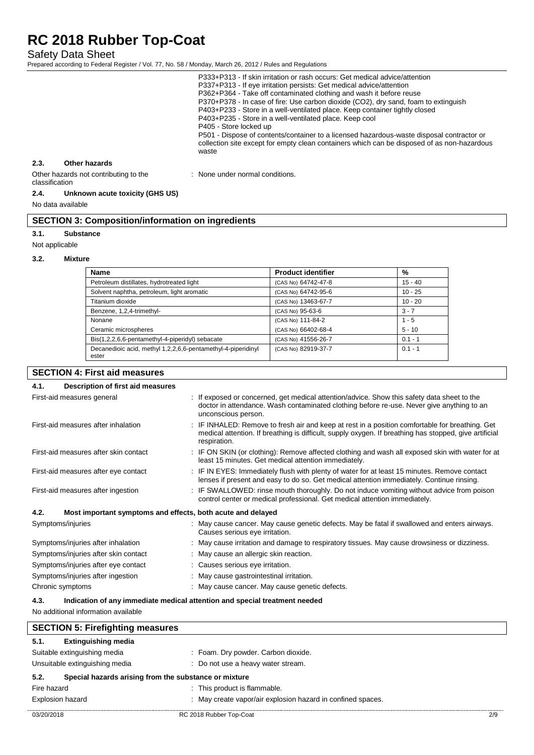P333+P313 - If skin irritation or rash occurs: Get medical advice/attention
P337+P313 - If eye irritation persists: Get medical advice/attention
P362+P364 - Take off contaminated clothing and wash it before reuse
P370+P378 - In case of fire: Use carbon dioxide ($CO_2$), dry sand, foam to extinguish
P403+P233 - Store in a well-ventilated place. Keep container tightly closed
P403+P235 - Store in a well-ventilated place. Keep cool
P405 - Store locked up
P501 - Dispose of contents/container to a licensed hazardous-waste disposal contractor or collection site except for empty clean containers which can be disposed of as non-hazardous waste

### 2.3. Other hazards

Other hazards not contributing to the classification : None under normal conditions.

### 2.4. Unknown acute toxicity (GHS US)

No data available

## SECTION 3: Composition/information on ingredients

### 3.1. Substance

Not applicable

### 3.2. Mixture

| Name | Product identifier | % |
|---|---|---|
| Petroleum distillates, hydrotreated light | (CAS No) 64742-47-8 | 15 - 40 |
| Solvent naphtha, petroleum, light aromatic | (CAS No) 64742-95-6 | 10 - 25 |
| Titanium dioxide | (CAS No) 13463-67-7 | 10 - 20 |
| Benzene, 1,2,4-trimethyl- | (CAS No) 95-63-6 | 3 - 7 |
| Nonane | (CAS No) 111-84-2 | 1 - 5 |
| Ceramic microspheres | (CAS No) 66402-68-4 | 5 - 10 |
| Bis(1,2,2,6,6-pentamethyl-4-piperidyl) sebacate | (CAS No) 41556-26-7 | 0.1 - 1 |
| Decanedioic acid, methyl 1,2,2,6,6-pentamethyl-4-piperidinyl ester | (CAS No) 82919-37-7 | 0.1 - 1 |

## SECTION 4: First aid measures

### 4.1. Description of first aid measures

First-aid measures general : If exposed or concerned, get medical attention/advice. Show this safety data sheet to the doctor in attendance. Wash contaminated clothing before re-use. Never give anything to an unconscious person.

First-aid measures after inhalation : IF INHALED: Remove to fresh air and keep at rest in a position comfortable for breathing. Get medical attention. If breathing is difficult, supply oxygen. If breathing has stopped, give artificial respiration.

First-aid measures after skin contact : IF ON SKIN (or clothing): Remove affected clothing and wash all exposed skin with water for at least 15 minutes. Get medical attention immediately.

First-aid measures after eye contact : IF IN EYES: Immediately flush with plenty of water for at least 15 minutes. Remove contact lenses if present and easy to do so. Get medical attention immediately. Continue rinsing.

First-aid measures after ingestion : IF SWALLOWED: rinse mouth thoroughly. Do not induce vomiting without advice from poison control center or medical professional. Get medical attention immediately.

### 4.2. Most important symptoms and effects, both acute and delayed

Symptoms/injuries : May cause cancer. May cause genetic defects. May be fatal if swallowed and enters airways. Causes serious eye irritation.

Symptoms/injuries after inhalation : May cause irritation and damage to respiratory tissues. May cause drowsiness or dizziness.

Symptoms/injuries after skin contact : May cause an allergic skin reaction.

Symptoms/injuries after eye contact : Causes serious eye irritation.

Symptoms/injuries after ingestion : May cause gastrointestinal irritation.

Chronic symptoms : May cause cancer. May cause genetic defects.

### 4.3. Indication of any immediate medical attention and special treatment needed

No additional information available

## SECTION 5: Firefighting measures

### 5.1. Extinguishing media

Suitable extinguishing media : Foam. Dry powder. Carbon dioxide.

Unsuitable extinguishing media : Do not use a heavy water stream.

### 5.2. Special hazards arising from the substance or mixture

Fire hazard : This product is flammable.

Explosion hazard : May create vapor/air explosion hazard in confined spaces.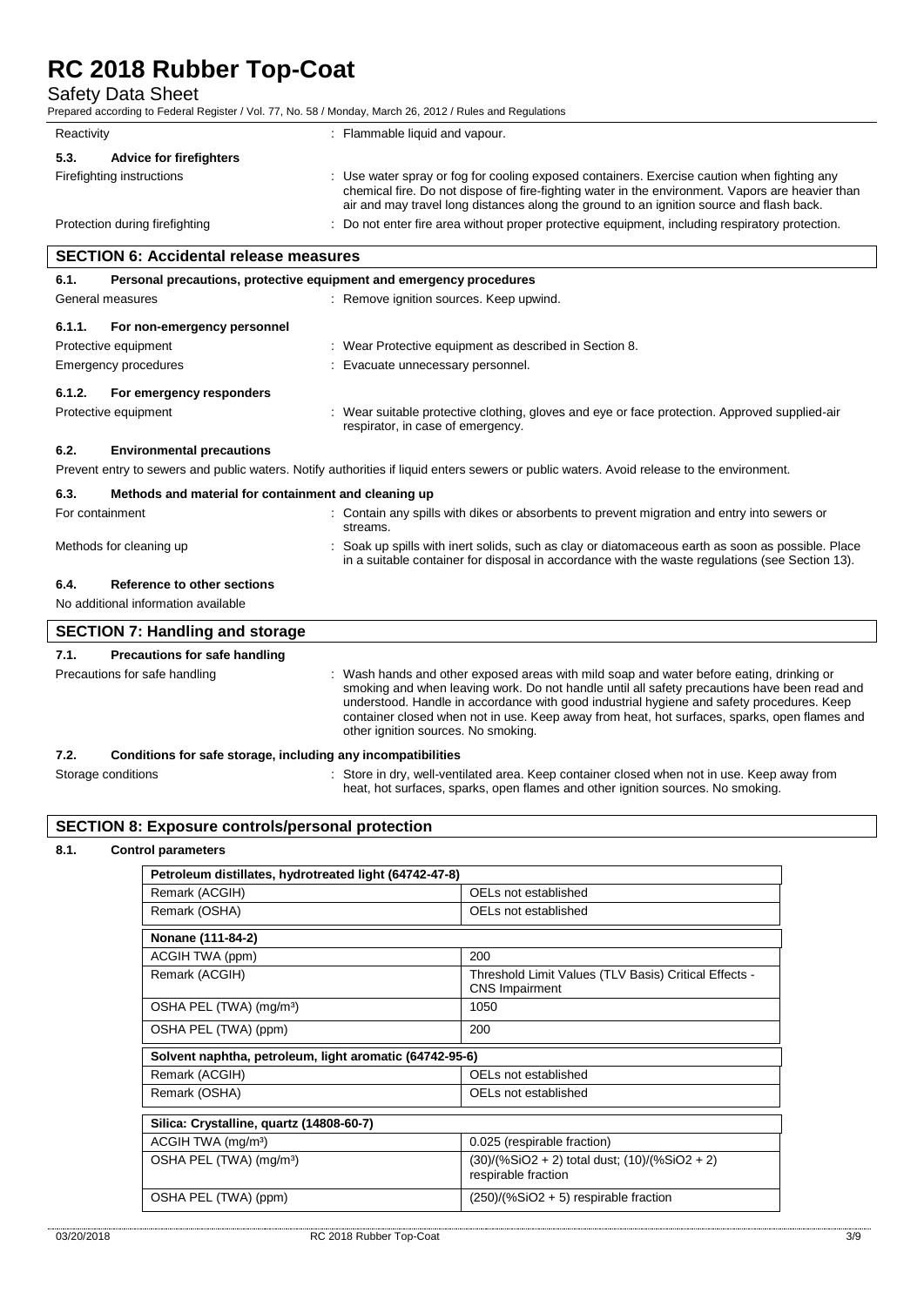| | |
|---|---|
| Reactivity | : Flammable liquid and vapour. |

**5.3. Advice for firefighters**

| | |
|---|---|
| Firefighting instructions | : Use water spray or fog for cooling exposed containers. Exercise caution when fighting any chemical fire. Do not dispose of fire-fighting water in the environment. Vapors are heavier than air and may travel long distances along the ground to an ignition source and flash back. |
| Protection during firefighting | : Do not enter fire area without proper protective equipment, including respiratory protection. |

## SECTION 6: Accidental release measures

**6.1. Personal precautions, protective equipment and emergency procedures**

| | |
|---|---|
| General measures | : Remove ignition sources. Keep upwind. |

**6.1.1. For non-emergency personnel**

| | |
|---|---|
| Protective equipment | : Wear Protective equipment as described in Section 8. |
| Emergency procedures | : Evacuate unnecessary personnel. |

**6.1.2. For emergency responders**

| | |
|---|---|
| Protective equipment | : Wear suitable protective clothing, gloves and eye or face protection. Approved supplied-air respirator, in case of emergency. |

**6.2. Environmental precautions**

Prevent entry to sewers and public waters. Notify authorities if liquid enters sewers or public waters. Avoid release to the environment.

**6.3. Methods and material for containment and cleaning up**

| | |
|---|---|
| For containment | : Contain any spills with dikes or absorbents to prevent migration and entry into sewers or streams. |
| Methods for cleaning up | : Soak up spills with inert solids, such as clay or diatomaceous earth as soon as possible. Place in a suitable container for disposal in accordance with the waste regulations (see Section 13). |

**6.4. Reference to other sections**

No additional information available

## SECTION 7: Handling and storage

**7.1. Precautions for safe handling**

| | |
|---|---|
| Precautions for safe handling | : Wash hands and other exposed areas with mild soap and water before eating, drinking or smoking and when leaving work. Do not handle until all safety precautions have been read and understood. Handle in accordance with good industrial hygiene and safety procedures. Keep container closed when not in use. Keep away from heat, hot surfaces, sparks, open flames and other ignition sources. No smoking. |

**7.2. Conditions for safe storage, including any incompatibilities**

| | |
|---|---|
| Storage conditions | : Store in dry, well-ventilated area. Keep container closed when not in use. Keep away from heat, hot surfaces, sparks, open flames and other ignition sources. No smoking. |

## SECTION 8: Exposure controls/personal protection

**8.1. Control parameters**

| Petroleum distillates, hydrotreated light (64742-47-8) | |
|---|---|
| Remark (ACGIH) | OELs not established |
| Remark (OSHA) | OELs not established |

| Nonane (111-84-2) | |
|---|---|
| ACGIH TWA (ppm) | 200 |
| Remark (ACGIH) | Threshold Limit Values (TLV Basis) Critical Effects - CNS Impairment |
| OSHA PEL (TWA) (mg/m³) | 1050 |
| OSHA PEL (TWA) (ppm) | 200 |

| Solvent naphtha, petroleum, light aromatic (64742-95-6) | |
|---|---|
| Remark (ACGIH) | OELs not established |
| Remark (OSHA) | OELs not established |

| Silica: Crystalline, quartz (14808-60-7) | |
|---|---|
| ACGIH TWA (mg/m³) | 0.025 (respirable fraction) |
| OSHA PEL (TWA) (mg/m³) | (30)/(%$SiO_2$ + 2) total dust; (10)/(%$SiO_2$ + 2) respirable fraction |
| OSHA PEL (TWA) (ppm) | (250)/(%$SiO_2$ + 5) respirable fraction |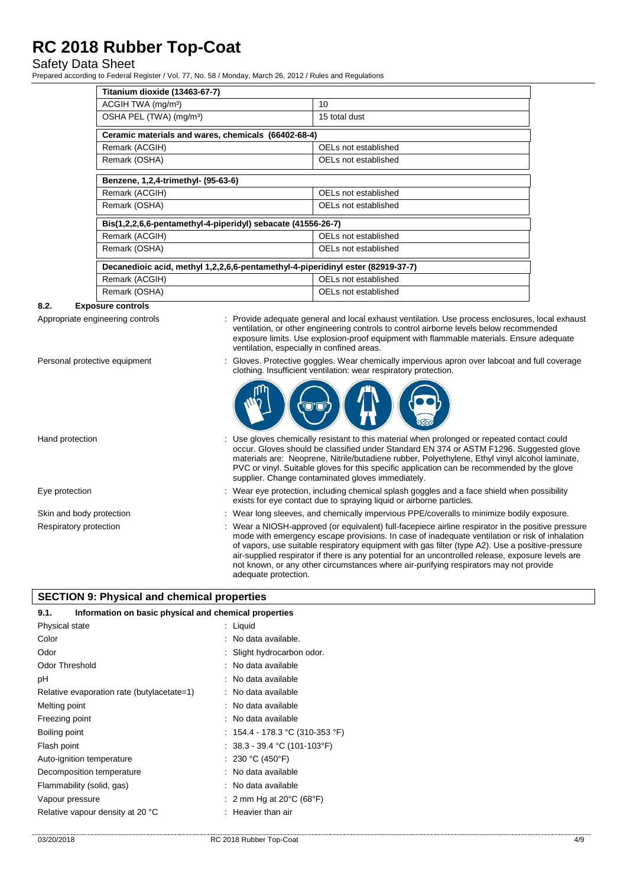| Titanium dioxide (13463-67-7) | |
|---|---|
| ACGIH TWA (mg/m³) | 10 |
| OSHA PEL (TWA) (mg/m³) | 15 total dust |

| Ceramic materials and wares, chemicals (66402-68-4) | |
|---|---|
| Remark (ACGIH) | OELs not established |
| Remark (OSHA) | OELs not established |

| Benzene, 1,2,4-trimethyl- (95-63-6) | |
|---|---|
| Remark (ACGIH) | OELs not established |
| Remark (OSHA) | OELs not established |

| Bis(1,2,2,6,6-pentamethyl-4-piperidyl) sebacate (41556-26-7) | |
|---|---|
| Remark (ACGIH) | OELs not established |
| Remark (OSHA) | OELs not established |

| Decanedioic acid, methyl 1,2,2,6,6-pentamethyl-4-piperidinyl ester (82919-37-7) | |
|---|---|
| Remark (ACGIH) | OELs not established |
| Remark (OSHA) | OELs not established |

### 8.2. Exposure controls

Appropriate engineering controls : Provide adequate general and local exhaust ventilation. Use process enclosures, local exhaust ventilation, or other engineering controls to control airborne levels below recommended exposure limits. Use explosion-proof equipment with flammable materials. Ensure adequate ventilation, especially in confined areas.

Personal protective equipment : Gloves. Protective goggles. Wear chemically impervious apron over labcoat and full coverage clothing. Insufficient ventilation: wear respiratory protection.

Hand protection : Use gloves chemically resistant to this material when prolonged or repeated contact could occur. Gloves should be classified under Standard EN 374 or ASTM F1296. Suggested glove materials are: Neoprene, Nitrile/butadiene rubber, Polyethylene, Ethyl vinyl alcohol laminate, PVC or vinyl. Suitable gloves for this specific application can be recommended by the glove supplier. Change contaminated gloves immediately.

Eye protection : Wear eye protection, including chemical splash goggles and a face shield when possibility exists for eye contact due to spraying liquid or airborne particles.

Skin and body protection : Wear long sleeves, and chemically impervious PPE/coveralls to minimize bodily exposure.

Respiratory protection : Wear a NIOSH-approved (or equivalent) full-facepiece airline respirator in the positive pressure mode with emergency escape provisions. In case of inadequate ventilation or risk of inhalation of vapors, use suitable respiratory equipment with gas filter (type A2). Use a positive-pressure air-supplied respirator if there is any potential for an uncontrolled release, exposure levels are not known, or any other circumstances where air-purifying respirators may not provide adequate protection.

## SECTION 9: Physical and chemical properties

### 9.1. Information on basic physical and chemical properties

| | |
|---|---|
| Physical state | : Liquid |
| Color | : No data available. |
| Odor | : Slight hydrocarbon odor. |
| Odor Threshold | : No data available |
| pH | : No data available |
| Relative evaporation rate (butylacetate=1) | : No data available |
| Melting point | : No data available |
| Freezing point | : No data available |
| Boiling point | : 154.4 - 178.3 °C (310-353 °F) |
| Flash point | : 38.3 - 39.4 °C (101-103°F) |
| Auto-ignition temperature | : 230 °C (450°F) |
| Decomposition temperature | : No data available |
| Flammability (solid, gas) | : No data available |
| Vapour pressure | : 2 mm Hg at 20°C (68°F) |
| Relative vapour density at 20 °C | : Heavier than air |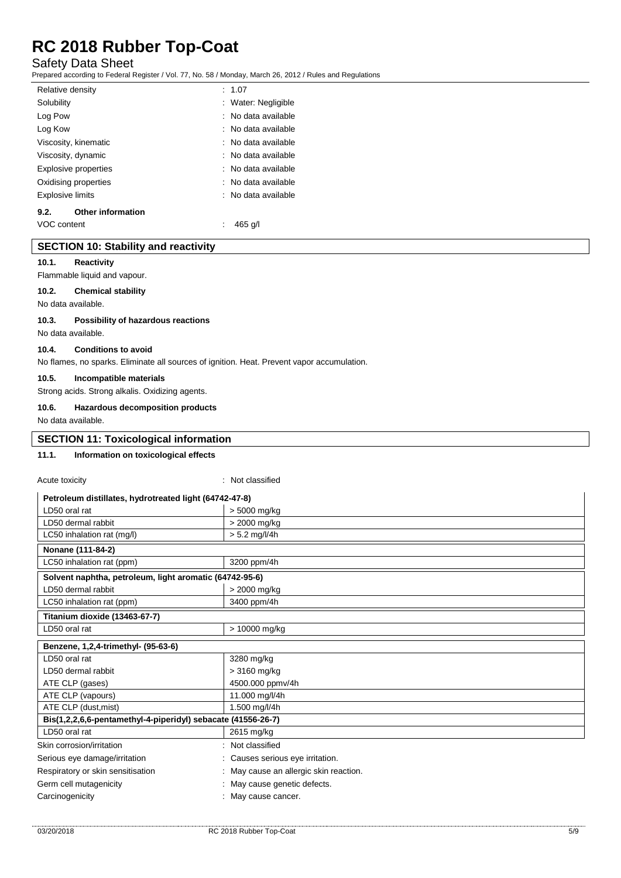| | |
|---|---|
| Relative density | : 1.07 |
| Solubility | : Water: Negligible |
| Log Pow | : No data available |
| Log Kow | : No data available |
| Viscosity, kinematic | : No data available |
| Viscosity, dynamic | : No data available |
| Explosive properties | : No data available |
| Oxidising properties | : No data available |
| Explosive limits | : No data available |

### 9.2. Other information

VOC content : 465 g/l

## SECTION 10: Stability and reactivity

### 10.1. Reactivity

Flammable liquid and vapour.

### 10.2. Chemical stability

No data available.

### 10.3. Possibility of hazardous reactions

No data available.

### 10.4. Conditions to avoid

No flames, no sparks. Eliminate all sources of ignition. Heat. Prevent vapor accumulation.

### 10.5. Incompatible materials

Strong acids. Strong alkalis. Oxidizing agents.

### 10.6. Hazardous decomposition products

No data available.

## SECTION 11: Toxicological information

### 11.1. Information on toxicological effects

Acute toxicity : Not classified

| Petroleum distillates, hydrotreated light (64742-47-8) | |
|---|---|
| LD50 oral rat | > 5000 mg/kg |
| LD50 dermal rabbit | > 2000 mg/kg |
| LC50 inhalation rat (mg/l) | > 5.2 mg/l/4h |

| Nonane (111-84-2) | |
|---|---|
| LC50 inhalation rat (ppm) | 3200 ppm/4h |

| Solvent naphtha, petroleum, light aromatic (64742-95-6) | |
|---|---|
| LD50 dermal rabbit | > 2000 mg/kg |
| LC50 inhalation rat (ppm) | 3400 ppm/4h |

| Titanium dioxide (13463-67-7) | |
|---|---|
| LD50 oral rat | > 10000 mg/kg |

| Benzene, 1,2,4-trimethyl- (95-63-6) | |
|---|---|
| LD50 oral rat | 3280 mg/kg |
| LD50 dermal rabbit | > 3160 mg/kg |
| ATE CLP (gases) | 4500.000 ppmv/4h |
| ATE CLP (vapours) | 11.000 mg/l/4h |
| ATE CLP (dust,mist) | 1.500 mg/l/4h |

| Bis(1,2,2,6,6-pentamethyl-4-piperidyl) sebacate (41556-26-7) | |
|---|---|
| LD50 oral rat | 2615 mg/kg |

| | |
|---|---|
| Skin corrosion/irritation | : Not classified |
| Serious eye damage/irritation | : Causes serious eye irritation. |
| Respiratory or skin sensitisation | : May cause an allergic skin reaction. |
| Germ cell mutagenicity | : May cause genetic defects. |
| Carcinogenicity | : May cause cancer. |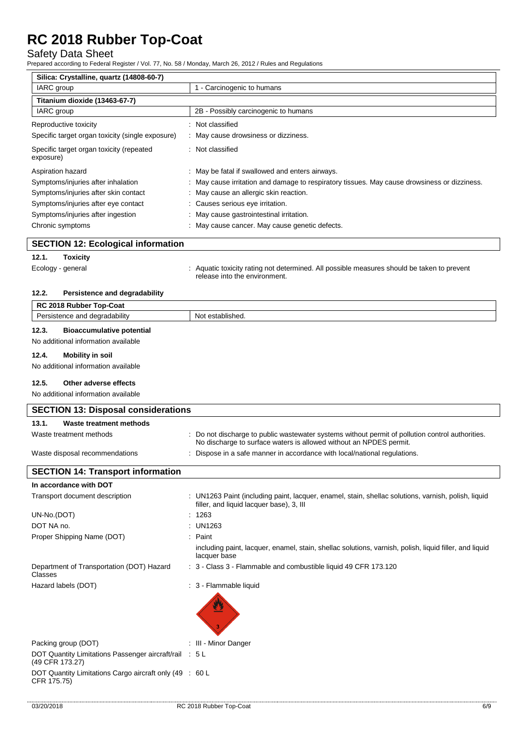| Silica: Crystalline, quartz (14808-60-7) | |
| --- | --- |
| IARC group | 1 - Carcinogenic to humans |

| Titanium dioxide (13463-67-7) | |
| --- | --- |
| IARC group | 2B - Possibly carcinogenic to humans |

Reproductive toxicity : Not classified

Specific target organ toxicity (single exposure) : May cause drowsiness or dizziness.

Specific target organ toxicity (repeated exposure) : Not classified

Aspiration hazard : May be fatal if swallowed and enters airways.

Symptoms/injuries after inhalation : May cause irritation and damage to respiratory tissues. May cause drowsiness or dizziness.

Symptoms/injuries after skin contact : May cause an allergic skin reaction.

Symptoms/injuries after eye contact : Causes serious eye irritation.

Symptoms/injuries after ingestion : May cause gastrointestinal irritation.

Chronic symptoms : May cause cancer. May cause genetic defects.

## SECTION 12: Ecological information

### 12.1. Toxicity

Ecology - general : Aquatic toxicity rating not determined. All possible measures should be taken to prevent release into the environment.

### 12.2. Persistence and degradability

| RC 2018 Rubber Top-Coat | |
| --- | --- |
| Persistence and degradability | Not established. |

### 12.3. Bioaccumulative potential

No additional information available

### 12.4. Mobility in soil

No additional information available

### 12.5. Other adverse effects

No additional information available

## SECTION 13: Disposal considerations

### 13.1. Waste treatment methods

Waste treatment methods : Do not discharge to public wastewater systems without permit of pollution control authorities. No discharge to surface waters is allowed without an NPDES permit.

Waste disposal recommendations : Dispose in a safe manner in accordance with local/national regulations.

## SECTION 14: Transport information

**In accordance with DOT**

Transport document description : UN1263 Paint (including paint, lacquer, enamel, stain, shellac solutions, varnish, polish, liquid filler, and liquid lacquer base), 3, III

UN-No.(DOT) : 1263

DOT NA no. : UN1263

Proper Shipping Name (DOT) : Paint

including paint, lacquer, enamel, stain, shellac solutions, varnish, polish, liquid filler, and liquid lacquer base

Department of Transportation (DOT) Hazard Classes : 3 - Class 3 - Flammable and combustible liquid 49 CFR 173.120

Hazard labels (DOT) : 3 - Flammable liquid

Packing group (DOT) : III - Minor Danger

DOT Quantity Limitations Passenger aircraft/rail (49 CFR 173.27) : 5 L

DOT Quantity Limitations Cargo aircraft only (49 CFR 175.75) : 60 L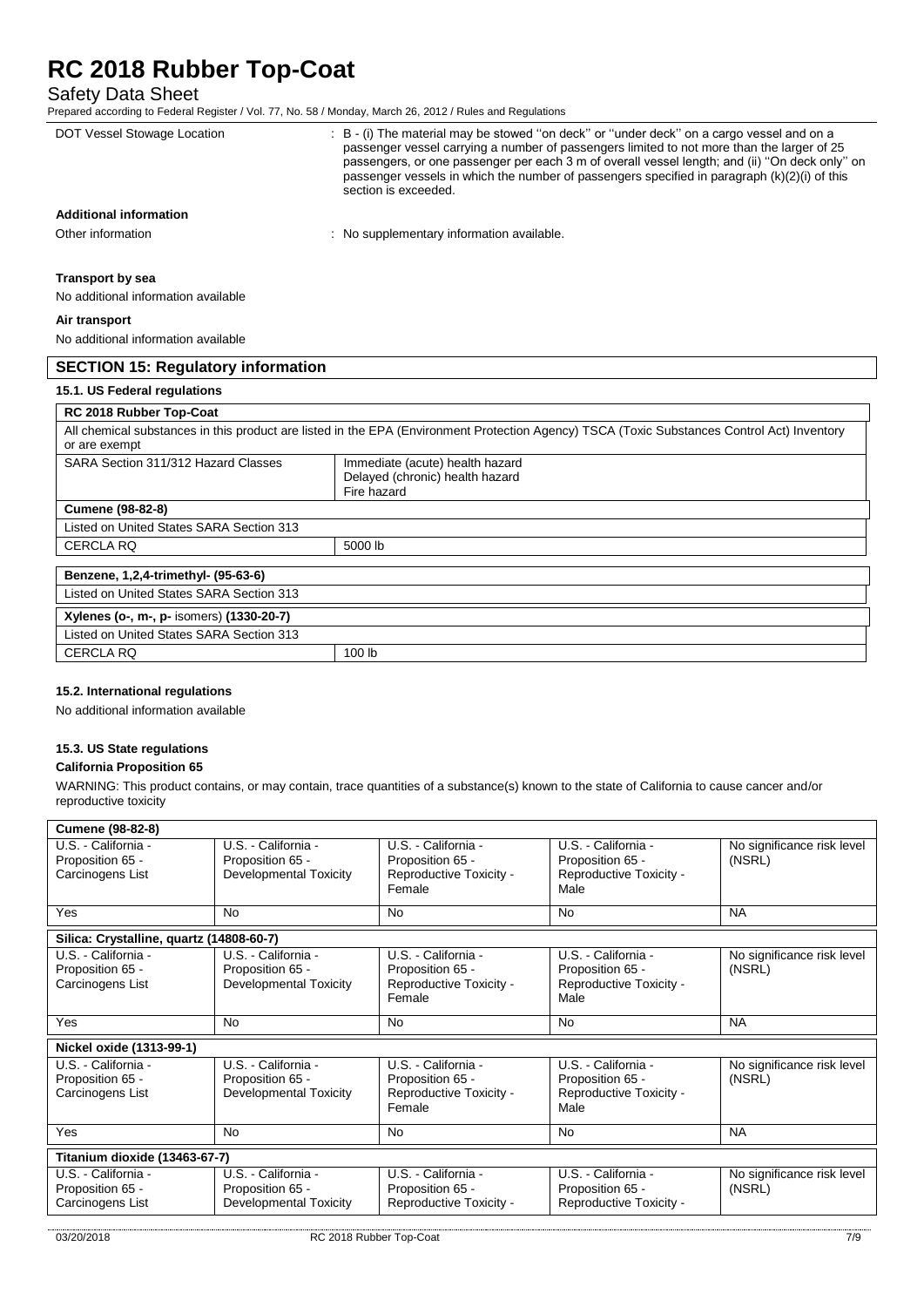| DOT Vessel Stowage Location | : B - (i) The material may be stowed ''on deck'' or ''under deck'' on a cargo vessel and on a passenger vessel carrying a number of passengers limited to not more than the larger of 25 passengers, or one passenger per each 3 m of overall vessel length; and (ii) ''On deck only'' on passenger vessels in which the number of passengers specified in paragraph (k)(2)(i) of this section is exceeded. |
|---|---|

**Additional information**

| Other information | : No supplementary information available. |
|---|---|

**Transport by sea**

No additional information available

**Air transport**

No additional information available

## SECTION 15: Regulatory information

### 15.1. US Federal regulations

| RC 2018 Rubber Top-Coat | |
|---|---|
| All chemical substances in this product are listed in the EPA (Environment Protection Agency) TSCA (Toxic Substances Control Act) Inventory or are exempt | |
| SARA Section 311/312 Hazard Classes | Immediate (acute) health hazard<br>Delayed (chronic) health hazard<br>Fire hazard |
| **Cumene (98-82-8)** | |
| Listed on United States SARA Section 313 | |
| CERCLA RQ | 5000 lb |

| Benzene, 1,2,4-trimethyl- (95-63-6) | |
|---|---|
| Listed on United States SARA Section 313 | |
| **Xylenes (o-, m-, p- isomers) (1330-20-7)** | |
| Listed on United States SARA Section 313 | |
| CERCLA RQ | 100 lb |

### 15.2. International regulations

No additional information available

### 15.3. US State regulations

**California Proposition 65**

WARNING: This product contains, or may contain, trace quantities of a substance(s) known to the state of California to cause cancer and/or reproductive toxicity

| Cumene (98-82-8) | | | | |
|---|---|---|---|---|
| U.S. - California - Proposition 65 - Carcinogens List | U.S. - California - Proposition 65 - Developmental Toxicity | U.S. - California - Proposition 65 - Reproductive Toxicity - Female | U.S. - California - Proposition 65 - Reproductive Toxicity - Male | No significance risk level (NSRL) |
| Yes | No | No | No | NA |
| **Silica: Crystalline, quartz (14808-60-7)** | | | | |
| U.S. - California - Proposition 65 - Carcinogens List | U.S. - California - Proposition 65 - Developmental Toxicity | U.S. - California - Proposition 65 - Reproductive Toxicity - Female | U.S. - California - Proposition 65 - Reproductive Toxicity - Male | No significance risk level (NSRL) |
| Yes | No | No | No | NA |
| **Nickel oxide (1313-99-1)** | | | | |
| U.S. - California - Proposition 65 - Carcinogens List | U.S. - California - Proposition 65 - Developmental Toxicity | U.S. - California - Proposition 65 - Reproductive Toxicity - Female | U.S. - California - Proposition 65 - Reproductive Toxicity - Male | No significance risk level (NSRL) |
| Yes | No | No | No | NA |
| **Titanium dioxide (13463-67-7)** | | | | |
| U.S. - California - Proposition 65 - Carcinogens List | U.S. - California - Proposition 65 - Developmental Toxicity | U.S. - California - Proposition 65 - Reproductive Toxicity - | U.S. - California - Proposition 65 - Reproductive Toxicity - | No significance risk level (NSRL) |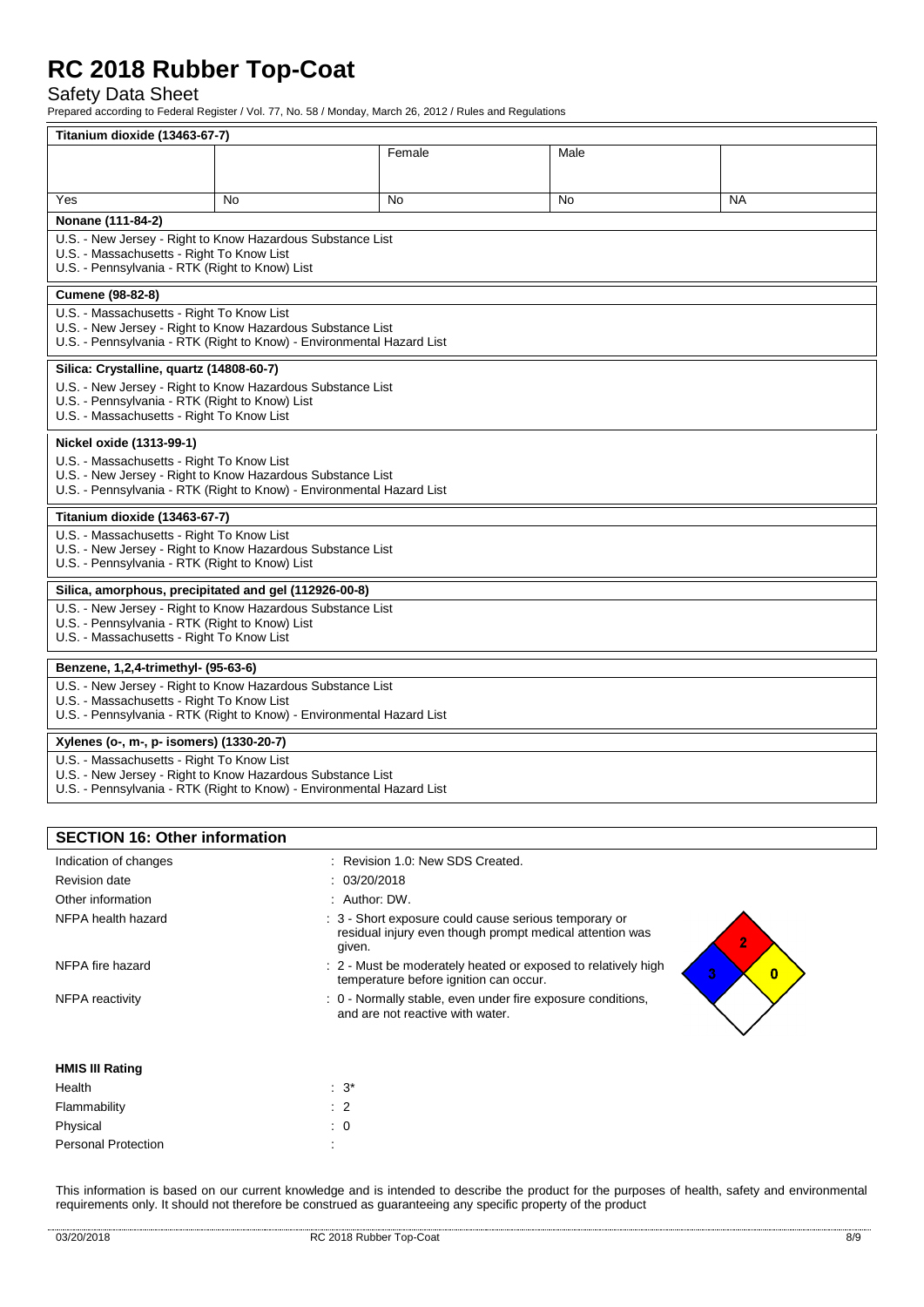# RC 2018 Rubber Top-Coat

Safety Data Sheet

Prepared according to Federal Register / Vol. 77, No. 58 / Monday, March 26, 2012 / Rules and Regulations

| Titanium dioxide (13463-67-7) | | | | |
|---|---|---|---|---|
| | | Female | Male | |
| Yes | No | No | No | NA |

**Nonane (111-84-2)**

U.S. - New Jersey - Right to Know Hazardous Substance List
U.S. - Massachusetts - Right To Know List
U.S. - Pennsylvania - RTK (Right to Know) List

**Cumene (98-82-8)**

U.S. - Massachusetts - Right To Know List
U.S. - New Jersey - Right to Know Hazardous Substance List
U.S. - Pennsylvania - RTK (Right to Know) - Environmental Hazard List

**Silica: Crystalline, quartz (14808-60-7)**

U.S. - New Jersey - Right to Know Hazardous Substance List
U.S. - Pennsylvania - RTK (Right to Know) List
U.S. - Massachusetts - Right To Know List

**Nickel oxide (1313-99-1)**

U.S. - Massachusetts - Right To Know List
U.S. - New Jersey - Right to Know Hazardous Substance List
U.S. - Pennsylvania - RTK (Right to Know) - Environmental Hazard List

**Titanium dioxide (13463-67-7)**

U.S. - Massachusetts - Right To Know List
U.S. - New Jersey - Right to Know Hazardous Substance List
U.S. - Pennsylvania - RTK (Right to Know) List

**Silica, amorphous, precipitated and gel (112926-00-8)**

U.S. - New Jersey - Right to Know Hazardous Substance List
U.S. - Pennsylvania - RTK (Right to Know) List
U.S. - Massachusetts - Right To Know List

**Benzene, 1,2,4-trimethyl- (95-63-6)**

U.S. - New Jersey - Right to Know Hazardous Substance List
U.S. - Massachusetts - Right To Know List
U.S. - Pennsylvania - RTK (Right to Know) - Environmental Hazard List

**Xylenes (o-, m-, p- isomers) (1330-20-7)**

U.S. - Massachusetts - Right To Know List
U.S. - New Jersey - Right to Know Hazardous Substance List
U.S. - Pennsylvania - RTK (Right to Know) - Environmental Hazard List

## SECTION 16: Other information

Indication of changes : Revision 1.0: New SDS Created.

Revision date : 03/20/2018

Other information : Author: DW.

NFPA health hazard : 3 - Short exposure could cause serious temporary or residual injury even though prompt medical attention was given.

NFPA fire hazard : 2 - Must be moderately heated or exposed to relatively high temperature before ignition can occur.

NFPA reactivity : 0 - Normally stable, even under fire exposure conditions, and are not reactive with water.

2
3
0

**HMIS III Rating**

Health : 3*

Flammability : 2

Physical : 0

Personal Protection :

This information is based on our current knowledge and is intended to describe the product for the purposes of health, safety and environmental requirements only. It should not therefore be construed as guaranteeing any specific property of the product